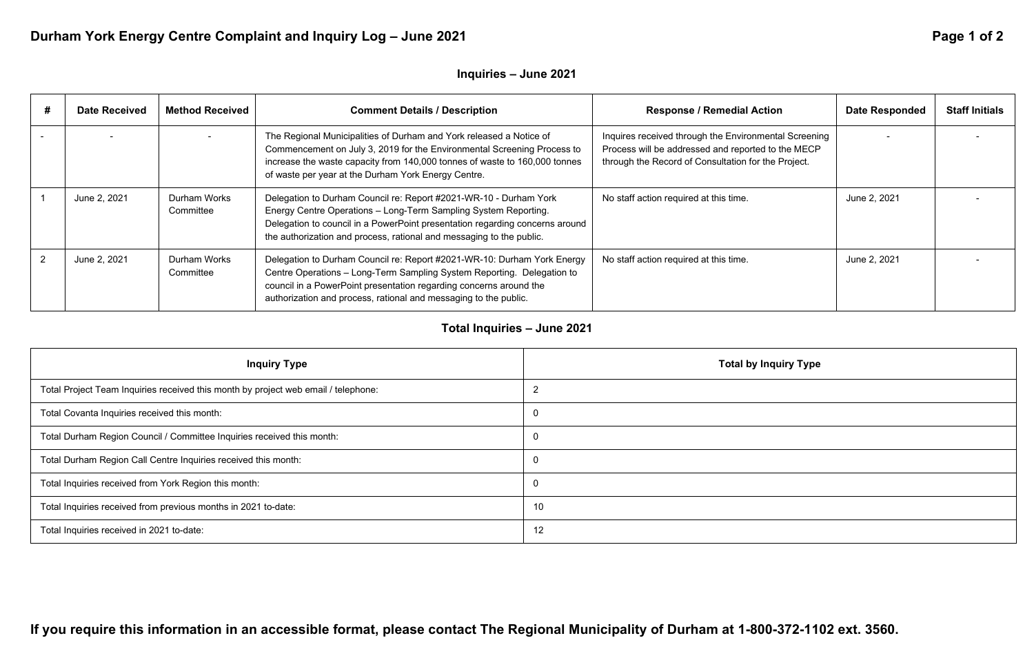# Durham York Energy Centre Complaint and Inquiry Log – June 2021

## Inquiries – June 2021

| # | Date Received | Method Received | Comment Details / Description | Response / Remedial Action | Date Responded | Staff Initials |
|---|---|---|---|---|---|---|
| - | - | - | The Regional Municipalities of Durham and York released a Notice of Commencement on July 3, 2019 for the Environmental Screening Process to increase the waste capacity from 140,000 tonnes of waste to 160,000 tonnes of waste per year at the Durham York Energy Centre. | Inquires received through the Environmental Screening Process will be addressed and reported to the MECP through the Record of Consultation for the Project. | - | - |
| 1 | June 2, 2021 | Durham Works Committee | Delegation to Durham Council re: Report #2021-WR-10 - Durham York Energy Centre Operations – Long-Term Sampling System Reporting. Delegation to council in a PowerPoint presentation regarding concerns around the authorization and process, rational and messaging to the public. | No staff action required at this time. | June 2, 2021 | - |
| 2 | June 2, 2021 | Durham Works Committee | Delegation to Durham Council re: Report #2021-WR-10: Durham York Energy Centre Operations – Long-Term Sampling System Reporting. Delegation to council in a PowerPoint presentation regarding concerns around the authorization and process, rational and messaging to the public. | No staff action required at this time. | June 2, 2021 | - |

## Total Inquiries – June 2021

| Inquiry Type | Total by Inquiry Type |
|---|---|
| Total Project Team Inquiries received this month by project web email / telephone: | 2 |
| Total Covanta Inquiries received this month: | 0 |
| Total Durham Region Council / Committee Inquiries received this month: | 0 |
| Total Durham Region Call Centre Inquiries received this month: | 0 |
| Total Inquiries received from York Region this month: | 0 |
| Total Inquiries received from previous months in 2021 to-date: | 10 |
| Total Inquiries received in 2021 to-date: | 12 |

**If you require this information in an accessible format, please contact The Regional Municipality of Durham at 1-800-372-1102 ext. 3560.**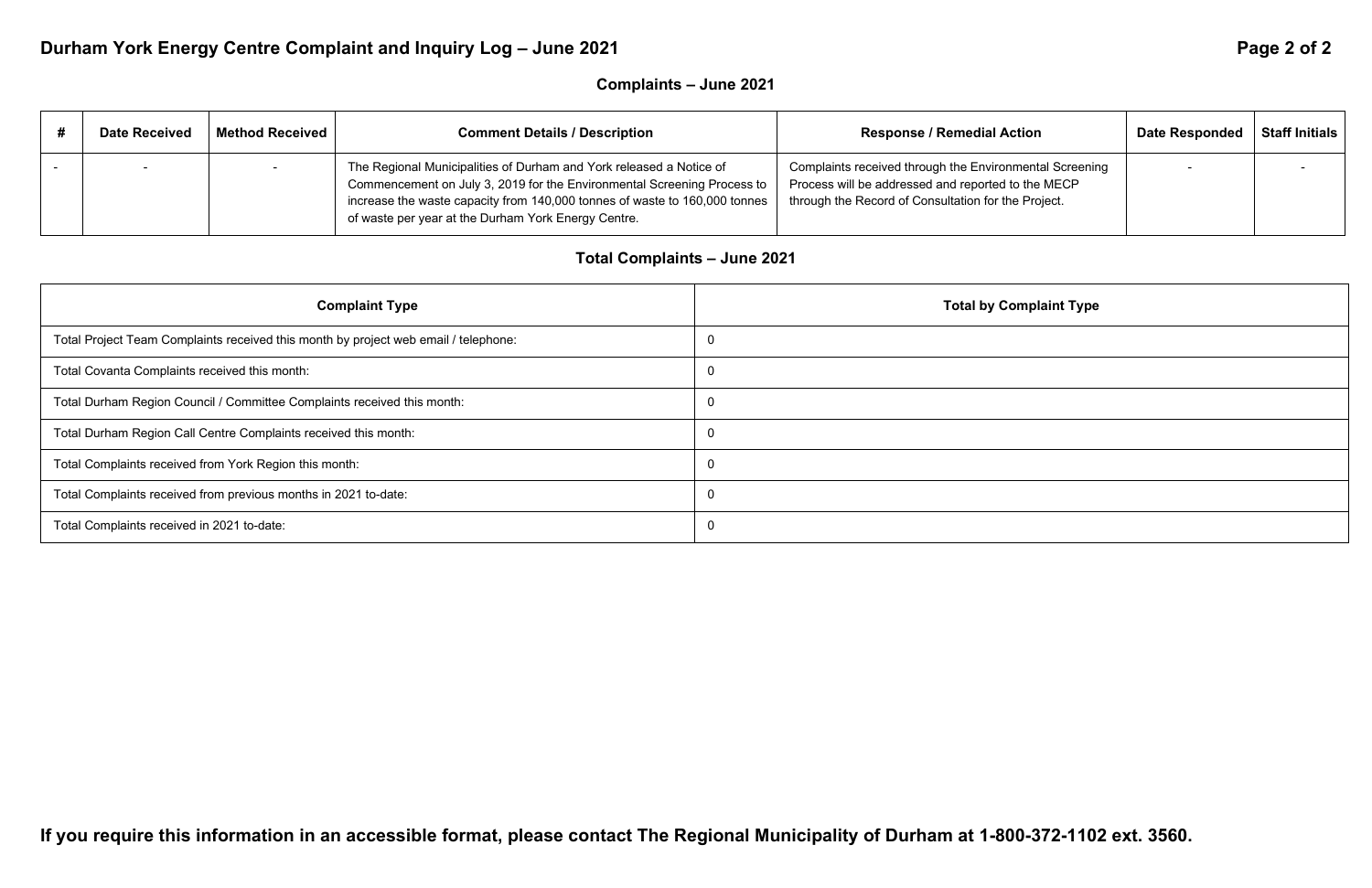## Durham York Energy Centre Complaint and Inquiry Log – June 2021

### Complaints – June 2021

| # | Date Received | Method Received | Comment Details / Description | Response / Remedial Action | Date Responded | Staff Initials |
|---|---|---|---|---|---|---|
| - | - | - | The Regional Municipalities of Durham and York released a Notice of Commencement on July 3, 2019 for the Environmental Screening Process to increase the waste capacity from 140,000 tonnes of waste to 160,000 tonnes of waste per year at the Durham York Energy Centre. | Complaints received through the Environmental Screening Process will be addressed and reported to the MECP through the Record of Consultation for the Project. | - | - |

### Total Complaints – June 2021

| Complaint Type | Total by Complaint Type |
|---|---|
| Total Project Team Complaints received this month by project web email / telephone: | 0 |
| Total Covanta Complaints received this month: | 0 |
| Total Durham Region Council / Committee Complaints received this month: | 0 |
| Total Durham Region Call Centre Complaints received this month: | 0 |
| Total Complaints received from York Region this month: | 0 |
| Total Complaints received from previous months in 2021 to-date: | 0 |
| Total Complaints received in 2021 to-date: | 0 |

**If you require this information in an accessible format, please contact The Regional Municipality of Durham at 1-800-372-1102 ext. 3560.**